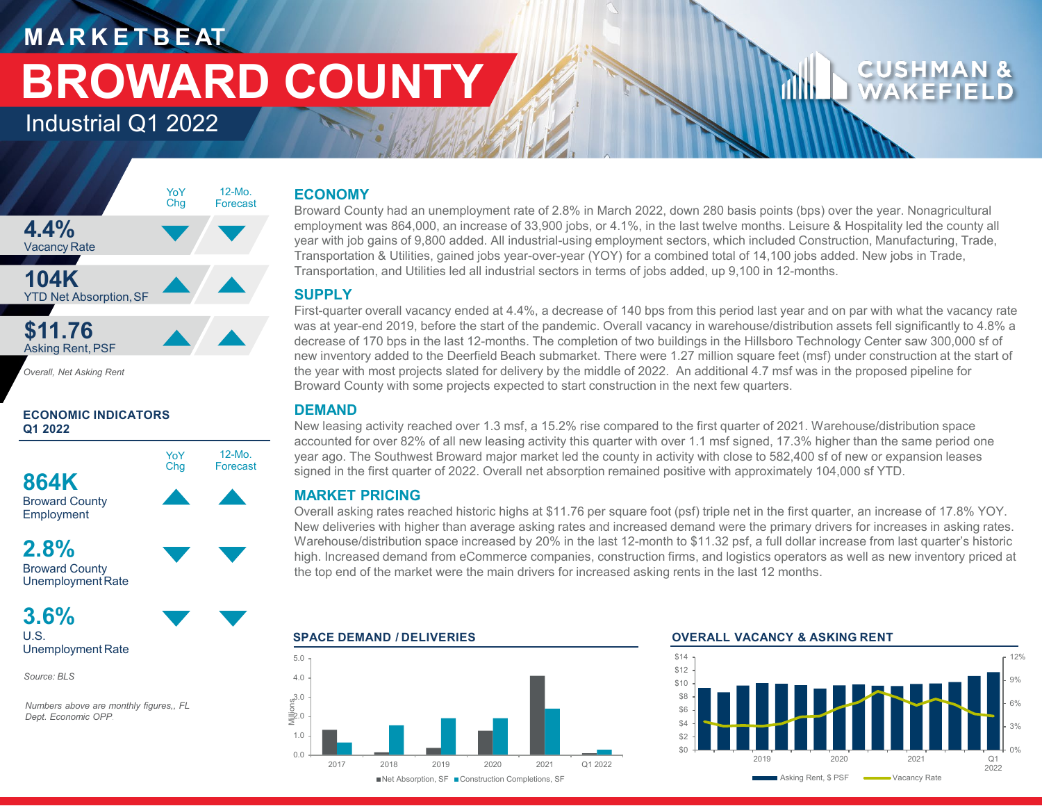# MARKETBEAT

# BROWARD COUNTY

## Industrial Q1 2022

| | YoY Chg | 12-Mo. Forecast |
|---|---|---|
| **4.4%** Vacancy Rate | ▼ | ▼ |
| **104K** YTD Net Absorption, SF | ▲ | ▲ |
| **$11.76** Asking Rent, PSF | ▲ | ▲ |

*Overall, Net Asking Rent*

### ECONOMIC INDICATORS Q1 2022

| | YoY Chg | 12-Mo. Forecast |
|---|---|---|
| **864K** Broward County Employment | ▲ | ▲ |
| **2.8%** Broward County Unemployment Rate | ▼ | ▼ |
| **3.6%** U.S. Unemployment Rate | ▼ | ▼ |

*Source: BLS*

*Numbers above are monthly figures,, FL Dept. Economic OPP*

## ECONOMY

Broward County had an unemployment rate of 2.8% in March 2022, down 280 basis points (bps) over the year. Nonagricultural employment was 864,000, an increase of 33,900 jobs, or 4.1%, in the last twelve months. Leisure & Hospitality led the county all year with job gains of 9,800 added. All industrial-using employment sectors, which included Construction, Manufacturing, Trade, Transportation & Utilities, gained jobs year-over-year (YOY) for a combined total of 14,100 jobs added. New jobs in Trade, Transportation, and Utilities led all industrial sectors in terms of jobs added, up 9,100 in 12-months.

## SUPPLY

First-quarter overall vacancy ended at 4.4%, a decrease of 140 bps from this period last year and on par with what the vacancy rate was at year-end 2019, before the start of the pandemic. Overall vacancy in warehouse/distribution assets fell significantly to 4.8% a decrease of 170 bps in the last 12-months. The completion of two buildings in the Hillsboro Technology Center saw 300,000 sf of new inventory added to the Deerfield Beach submarket. There were 1.27 million square feet (msf) under construction at the start of the year with most projects slated for delivery by the middle of 2022. An additional 4.7 msf was in the proposed pipeline for Broward County with some projects expected to start construction in the next few quarters.

## DEMAND

New leasing activity reached over 1.3 msf, a 15.2% rise compared to the first quarter of 2021. Warehouse/distribution space accounted for over 82% of all new leasing activity this quarter with over 1.1 msf signed, 17.3% higher than the same period one year ago. The Southwest Broward major market led the county in activity with close to 582,400 sf of new or expansion leases signed in the first quarter of 2022. Overall net absorption remained positive with approximately 104,000 sf YTD.

## MARKET PRICING

Overall asking rates reached historic highs at $11.76 per square foot (psf) triple net in the first quarter, an increase of 17.8% YOY. New deliveries with higher than average asking rates and increased demand were the primary drivers for increases in asking rates. Warehouse/distribution space increased by 20% in the last 12-month to $11.32 psf, a full dollar increase from last quarter's historic high. Increased demand from eCommerce companies, construction firms, and logistics operators as well as new inventory priced at the top end of the market were the main drivers for increased asking rents in the last 12 months.

### SPACE DEMAND / DELIVERIES

Millions; ■ Net Absorption, SF ■ Construction Completions, SF (2017, 2018, 2019, 2020, 2021, Q1 2022)

### OVERALL VACANCY & ASKING RENT

Asking Rent, $ PSF; Vacancy Rate (2019, 2020, 2021, Q1 2022)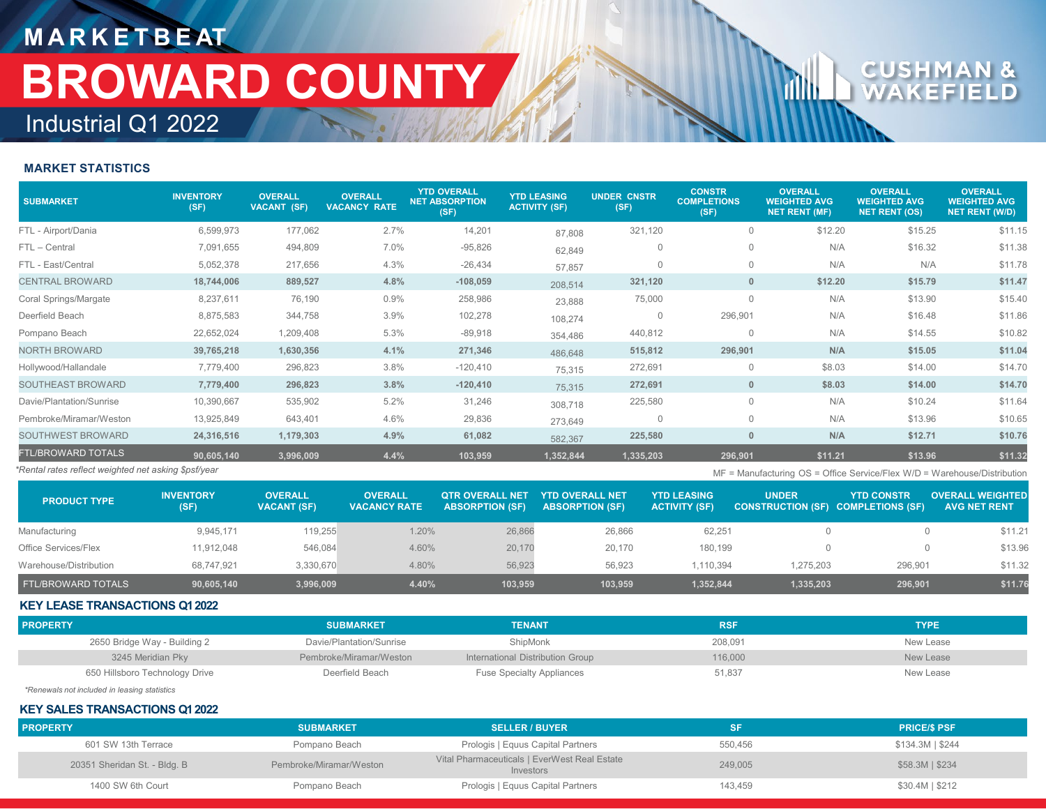# MARKETBEAT

# BROWARD COUNTY

## Industrial Q1 2022

### MARKET STATISTICS

| SUBMARKET | INVENTORY (SF) | OVERALL VACANT (SF) | OVERALL VACANCY RATE | YTD OVERALL NET ABSORPTION (SF) | YTD LEASING ACTIVITY (SF) | UNDER CNSTR (SF) | CONSTR COMPLETIONS (SF) | OVERALL WEIGHTED AVG NET RENT (MF) | OVERALL WEIGHTED AVG NET RENT (OS) | OVERALL WEIGHTED AVG NET RENT (W/D) |
|---|---|---|---|---|---|---|---|---|---|---|
| FTL - Airport/Dania | 6,599,973 | 177,062 | 2.7% | 14,201 | 87,808 | 321,120 | 0 | $12.20 | $15.25 | $11.15 |
| FTL – Central | 7,091,655 | 494,809 | 7.0% | -95,826 | 62,849 | 0 | 0 | N/A | $16.32 | $11.38 |
| FTL - East/Central | 5,052,378 | 217,656 | 4.3% | -26,434 | 57,857 | 0 | 0 | N/A | N/A | $11.78 |
| **CENTRAL BROWARD** | **18,744,006** | **889,527** | **4.8%** | **-108,059** | **208,514** | **321,120** | **0** | **$12.20** | **$15.79** | **$11.47** |
| Coral Springs/Margate | 8,237,611 | 76,190 | 0.9% | 258,986 | 23,888 | 75,000 | 0 | N/A | $13.90 | $15.40 |
| Deerfield Beach | 8,875,583 | 344,758 | 3.9% | 102,278 | 108,274 | 0 | 296,901 | N/A | $16.48 | $11.86 |
| Pompano Beach | 22,652,024 | 1,209,408 | 5.3% | -89,918 | 354,486 | 440,812 | 0 | N/A | $14.55 | $10.82 |
| **NORTH BROWARD** | **39,765,218** | **1,630,356** | **4.1%** | **271,346** | **486,648** | **515,812** | **296,901** | **N/A** | **$15.05** | **$11.04** |
| Hollywood/Hallandale | 7,779,400 | 296,823 | 3.8% | -120,410 | 75,315 | 272,691 | 0 | $8.03 | $14.00 | $14.70 |
| **SOUTHEAST BROWARD** | **7,779,400** | **296,823** | **3.8%** | **-120,410** | **75,315** | **272,691** | **0** | **$8.03** | **$14.00** | **$14.70** |
| Davie/Plantation/Sunrise | 10,390,667 | 535,902 | 5.2% | 31,246 | 308,718 | 225,580 | 0 | N/A | $10.24 | $11.64 |
| Pembroke/Miramar/Weston | 13,925,849 | 643,401 | 4.6% | 29,836 | 273,649 | 0 | 0 | N/A | $13.96 | $10.65 |
| **SOUTHWEST BROWARD** | **24,316,516** | **1,179,303** | **4.9%** | **61,082** | **582,367** | **225,580** | **0** | **N/A** | **$12.71** | **$10.76** |
| **FTL/BROWARD TOTALS** | **90,605,140** | **3,996,009** | **4.4%** | **103,959** | **1,352,844** | **1,335,203** | **296,901** | **$11.21** | **$13.96** | **$11.32** |

*Rental rates reflect weighted net asking $psf/year

MF = Manufacturing OS = Office Service/Flex W/D = Warehouse/Distribution

| PRODUCT TYPE | INVENTORY (SF) | OVERALL VACANT (SF) | OVERALL VACANCY RATE | QTR OVERALL NET ABSORPTION (SF) | YTD OVERALL NET ABSORPTION (SF) | YTD LEASING ACTIVITY (SF) | UNDER CONSTRUCTION (SF) | YTD CONSTR COMPLETIONS (SF) | OVERALL WEIGHTED AVG NET RENT |
|---|---|---|---|---|---|---|---|---|---|
| Manufacturing | 9,945,171 | 119,255 | 1.20% | 26,866 | 26,866 | 62,251 | 0 | 0 | $11.21 |
| Office Services/Flex | 11,912,048 | 546,084 | 4.60% | 20,170 | 20,170 | 180,199 | 0 | 0 | $13.96 |
| Warehouse/Distribution | 68,747,921 | 3,330,670 | 4.80% | 56,923 | 56,923 | 1,110,394 | 1,275,203 | 296,901 | $11.32 |
| **FTL/BROWARD TOTALS** | **90,605,140** | **3,996,009** | **4.40%** | **103,959** | **103,959** | **1,352,844** | **1,335,203** | **296,901** | **$11.76** |

### KEY LEASE TRANSACTIONS Q1 2022

| PROPERTY | SUBMARKET | TENANT | RSF | TYPE |
|---|---|---|---|---|
| 2650 Bridge Way - Building 2 | Davie/Plantation/Sunrise | ShipMonk | 208,091 | New Lease |
| 3245 Meridian Pky | Pembroke/Miramar/Weston | International Distribution Group | 116,000 | New Lease |
| 650 Hillsboro Technology Drive | Deerfield Beach | Fuse Specialty Appliances | 51,837 | New Lease |

*Renewals not included in leasing statistics

### KEY SALES TRANSACTIONS Q1 2022

| PROPERTY | SUBMARKET | SELLER / BUYER | SF | PRICE/$ PSF |
|---|---|---|---|---|
| 601 SW 13th Terrace | Pompano Beach | Prologis \| Equus Capital Partners | 550,456 | $134.3M \| $244 |
| 20351 Sheridan St. - Bldg. B | Pembroke/Miramar/Weston | Vital Pharmaceuticals \| EverWest Real Estate Investors | 249,005 | $58.3M \| $234 |
| 1400 SW 6th Court | Pompano Beach | Prologis \| Equus Capital Partners | 143,459 | $30.4M \| $212 |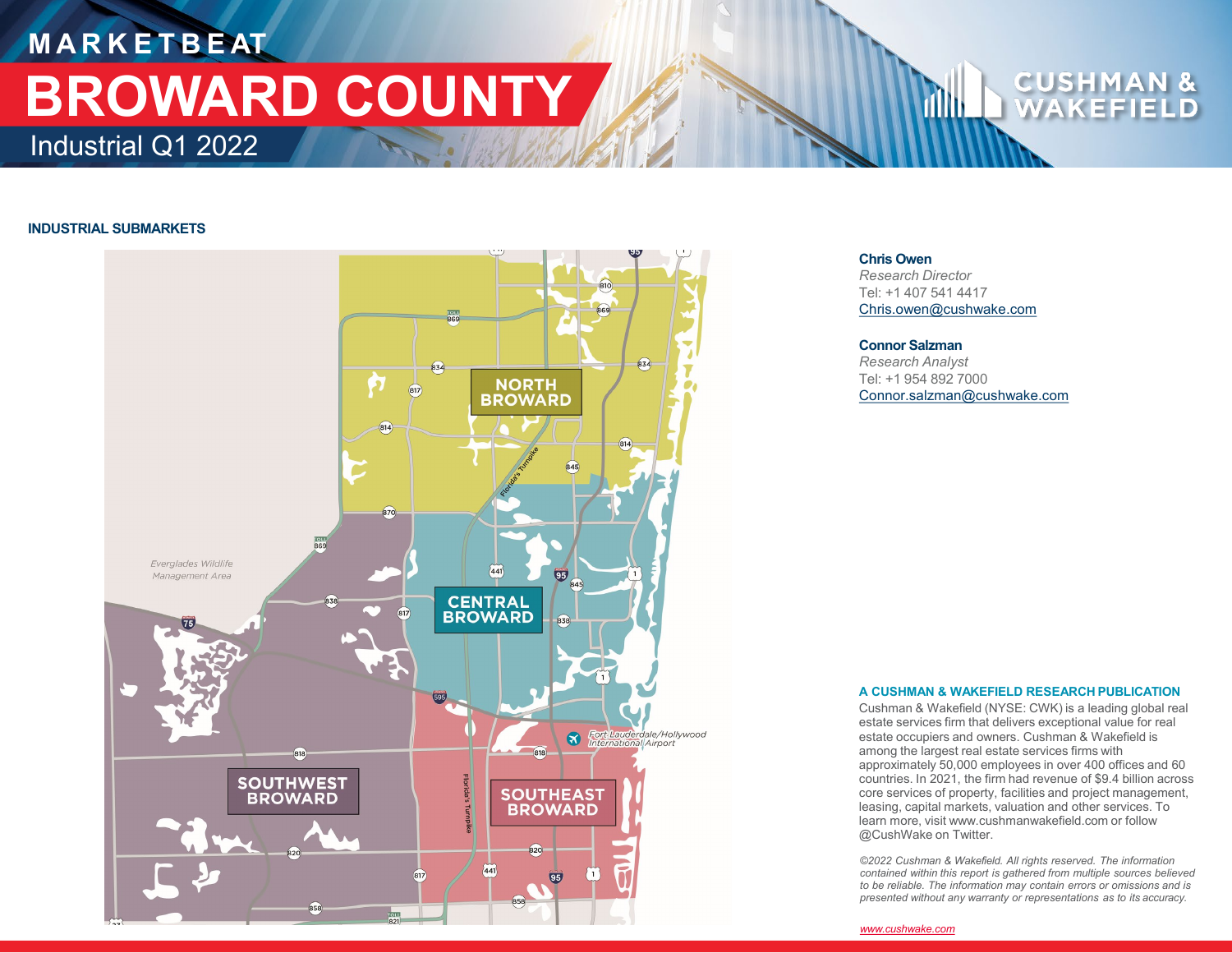# MARKETBEAT

# BROWARD COUNTY

Industrial Q1 2022

## INDUSTRIAL SUBMARKETS

NORTH BROWARD

CENTRAL BROWARD

SOUTHWEST BROWARD

SOUTHEAST BROWARD

Everglades Wildlife Management Area

Fort Lauderdale/Hollywood International Airport

**Chris Owen**
*Research Director*
Tel: +1 407 541 4417
Chris.owen@cushwake.com

**Connor Salzman**
*Research Analyst*
Tel: +1 954 892 7000
Connor.salzman@cushwake.com

### A CUSHMAN & WAKEFIELD RESEARCH PUBLICATION

Cushman & Wakefield (NYSE: CWK) is a leading global real estate services firm that delivers exceptional value for real estate occupiers and owners. Cushman & Wakefield is among the largest real estate services firms with approximately 50,000 employees in over 400 offices and 60 countries. In 2021, the firm had revenue of $9.4 billion across core services of property, facilities and project management, leasing, capital markets, valuation and other services. To learn more, visit www.cushmanwakefield.com or follow @CushWake on Twitter.

*©2022 Cushman & Wakefield. All rights reserved. The information contained within this report is gathered from multiple sources believed to be reliable. The information may contain errors or omissions and is presented without any warranty or representations as to its accuracy.*

*www.cushwake.com*